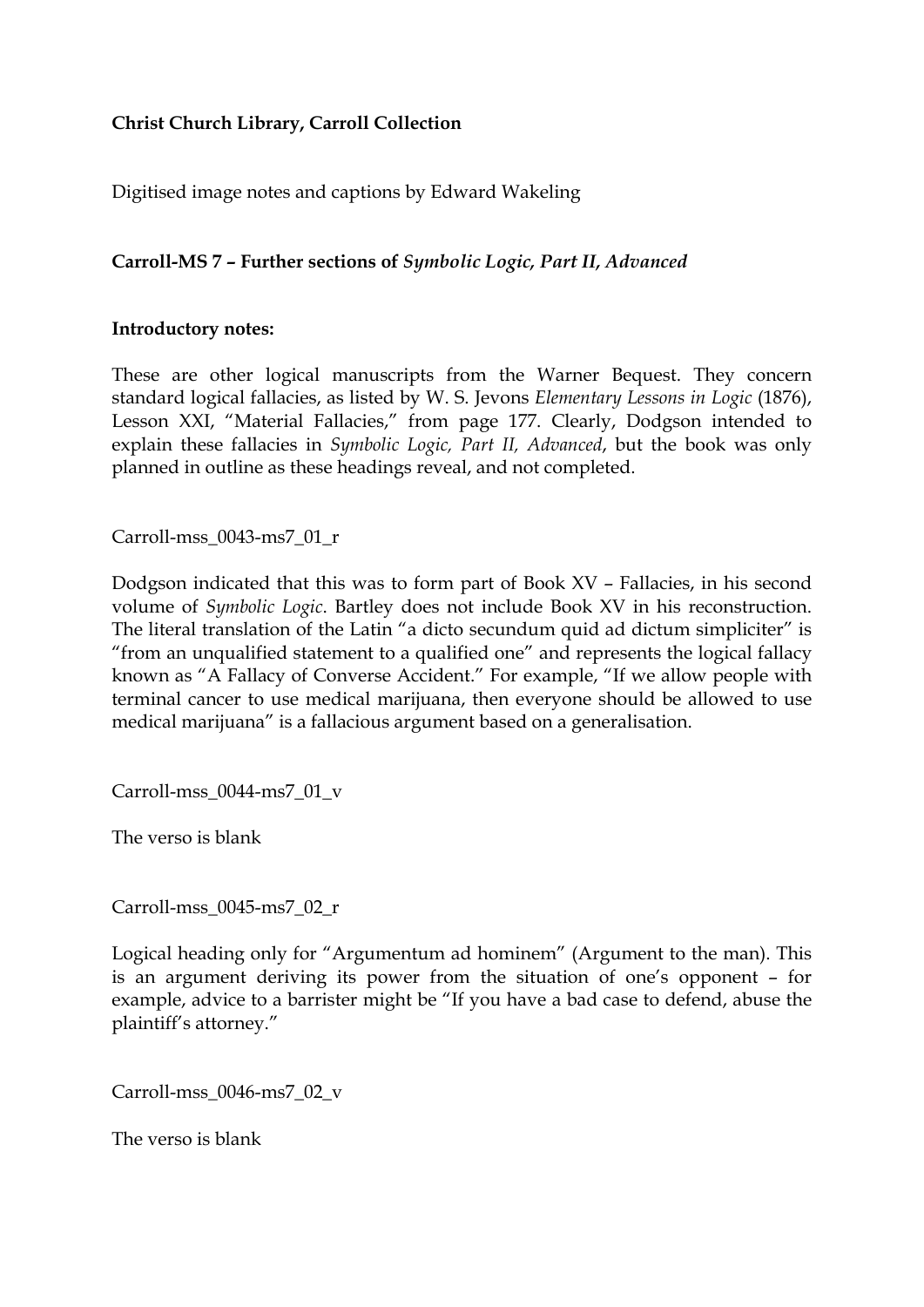**Christ Church Library, Carroll Collection**

Digitised image notes and captions by Edward Wakeling

**Carroll-MS 7 – Further sections of *Symbolic Logic, Part II, Advanced***

**Introductory notes:**

These are other logical manuscripts from the Warner Bequest. They concern standard logical fallacies, as listed by W. S. Jevons *Elementary Lessons in Logic* (1876), Lesson XXI, "Material Fallacies," from page 177. Clearly, Dodgson intended to explain these fallacies in *Symbolic Logic, Part II, Advanced*, but the book was only planned in outline as these headings reveal, and not completed.

Carroll-mss_0043-ms7_01_r

Dodgson indicated that this was to form part of Book XV – Fallacies, in his second volume of *Symbolic Logic*. Bartley does not include Book XV in his reconstruction. The literal translation of the Latin "a dicto secundum quid ad dictum simpliciter" is "from an unqualified statement to a qualified one" and represents the logical fallacy known as "A Fallacy of Converse Accident." For example, "If we allow people with terminal cancer to use medical marijuana, then everyone should be allowed to use medical marijuana" is a fallacious argument based on a generalisation.

Carroll-mss_0044-ms7_01_v

The verso is blank

Carroll-mss_0045-ms7_02_r

Logical heading only for "Argumentum ad hominem" (Argument to the man). This is an argument deriving its power from the situation of one's opponent – for example, advice to a barrister might be "If you have a bad case to defend, abuse the plaintiff's attorney."

Carroll-mss_0046-ms7_02_v

The verso is blank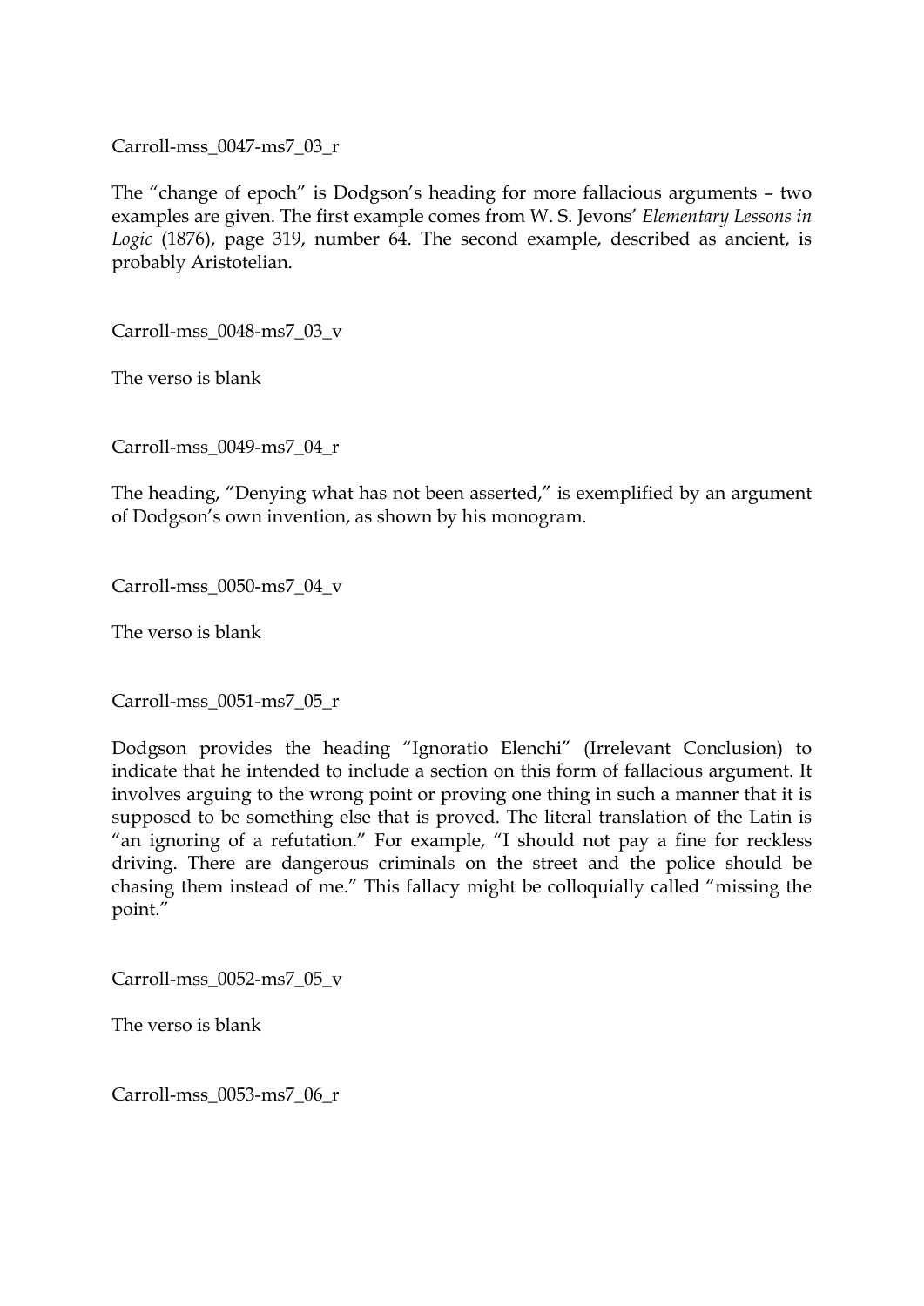Carroll-mss_0047-ms7_03_r

The "change of epoch" is Dodgson's heading for more fallacious arguments – two examples are given. The first example comes from W. S. Jevons' *Elementary Lessons in Logic* (1876), page 319, number 64. The second example, described as ancient, is probably Aristotelian.

Carroll-mss_0048-ms7_03_v

The verso is blank

Carroll-mss_0049-ms7_04_r

The heading, "Denying what has not been asserted," is exemplified by an argument of Dodgson's own invention, as shown by his monogram.

Carroll-mss_0050-ms7_04_v

The verso is blank

Carroll-mss_0051-ms7_05_r

Dodgson provides the heading "Ignoratio Elenchi" (Irrelevant Conclusion) to indicate that he intended to include a section on this form of fallacious argument. It involves arguing to the wrong point or proving one thing in such a manner that it is supposed to be something else that is proved. The literal translation of the Latin is "an ignoring of a refutation." For example, "I should not pay a fine for reckless driving. There are dangerous criminals on the street and the police should be chasing them instead of me." This fallacy might be colloquially called "missing the point."

Carroll-mss_0052-ms7_05_v

The verso is blank

Carroll-mss_0053-ms7_06_r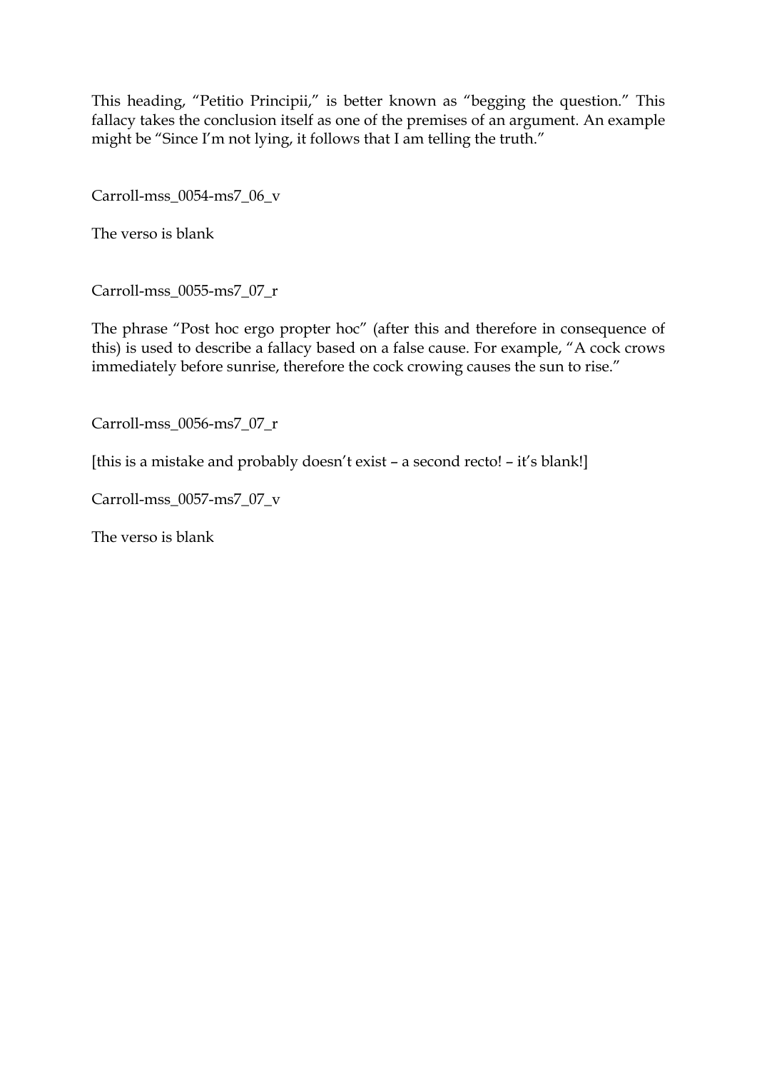This heading, "Petitio Principii," is better known as "begging the question." This fallacy takes the conclusion itself as one of the premises of an argument. An example might be "Since I'm not lying, it follows that I am telling the truth."

Carroll-mss_0054-ms7_06_v

The verso is blank

Carroll-mss_0055-ms7_07_r

The phrase "Post hoc ergo propter hoc" (after this and therefore in consequence of this) is used to describe a fallacy based on a false cause. For example, "A cock crows immediately before sunrise, therefore the cock crowing causes the sun to rise."

Carroll-mss_0056-ms7_07_r

[this is a mistake and probably doesn't exist – a second recto! – it's blank!]

Carroll-mss_0057-ms7_07_v

The verso is blank